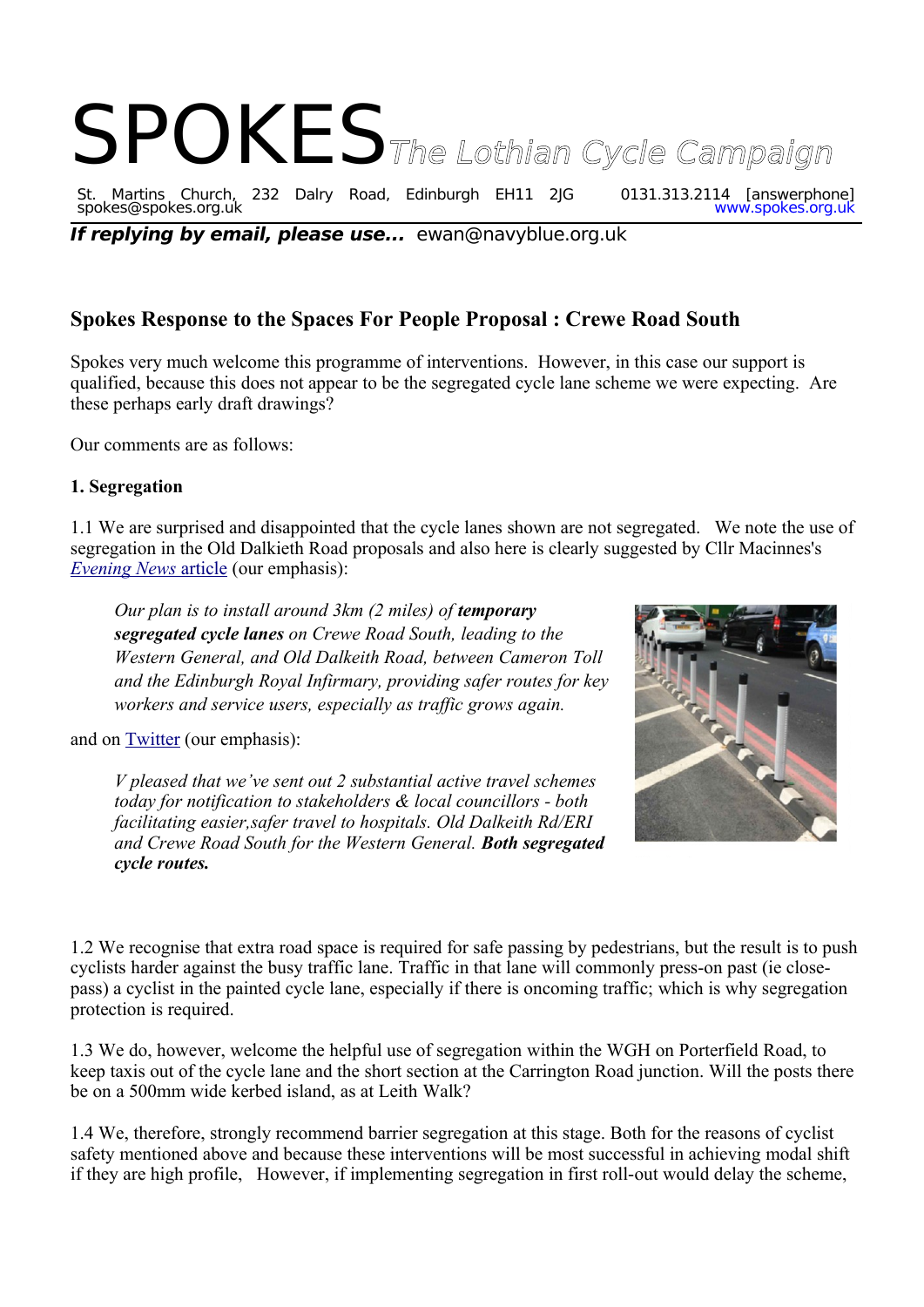# SPOKES *The Lothian Cycle Campaign*

St. Martins Church, 232 Dalry Road, Edinburgh EH11 2JG 0131.313.2114 [answerphone]
spokes@spokes.org.uk www.spokes.org.uk

***If replying by email, please use...*** ewan@navyblue.org.uk

## Spokes Response to the Spaces For People Proposal : Crewe Road South

Spokes very much welcome this programme of interventions. However, in this case our support is qualified, because this does not appear to be the segregated cycle lane scheme we were expecting. Are these perhaps early draft drawings?

Our comments are as follows:

### 1. Segregation

1.1 We are surprised and disappointed that the cycle lanes shown are not segregated. We note the use of segregation in the Old Dalkeith Road proposals and also here is clearly suggested by Cllr Macinnes's *Evening News* article (our emphasis):

> *Our plan is to install around 3km (2 miles) of **temporary segregated cycle lanes** on Crewe Road South, leading to the Western General, and Old Dalkeith Road, between Cameron Toll and the Edinburgh Royal Infirmary, providing safer routes for key workers and service users, especially as traffic grows again.*

and on Twitter (our emphasis):

> *V pleased that we've sent out 2 substantial active travel schemes today for notification to stakeholders & local councillors - both facilitating easier,safer travel to hospitals. Old Dalkeith Rd/ERI and Crewe Road South for the Western General. **Both segregated cycle routes.***

1.2 We recognise that extra road space is required for safe passing by pedestrians, but the result is to push cyclists harder against the busy traffic lane. Traffic in that lane will commonly press-on past (ie close-pass) a cyclist in the painted cycle lane, especially if there is oncoming traffic; which is why segregation protection is required.

1.3 We do, however, welcome the helpful use of segregation within the WGH on Porterfield Road, to keep taxis out of the cycle lane and the short section at the Carrington Road junction. Will the posts there be on a 500mm wide kerbed island, as at Leith Walk?

1.4 We, therefore, strongly recommend barrier segregation at this stage. Both for the reasons of cyclist safety mentioned above and because these interventions will be most successful in achieving modal shift if they are high profile, However, if implementing segregation in first roll-out would delay the scheme,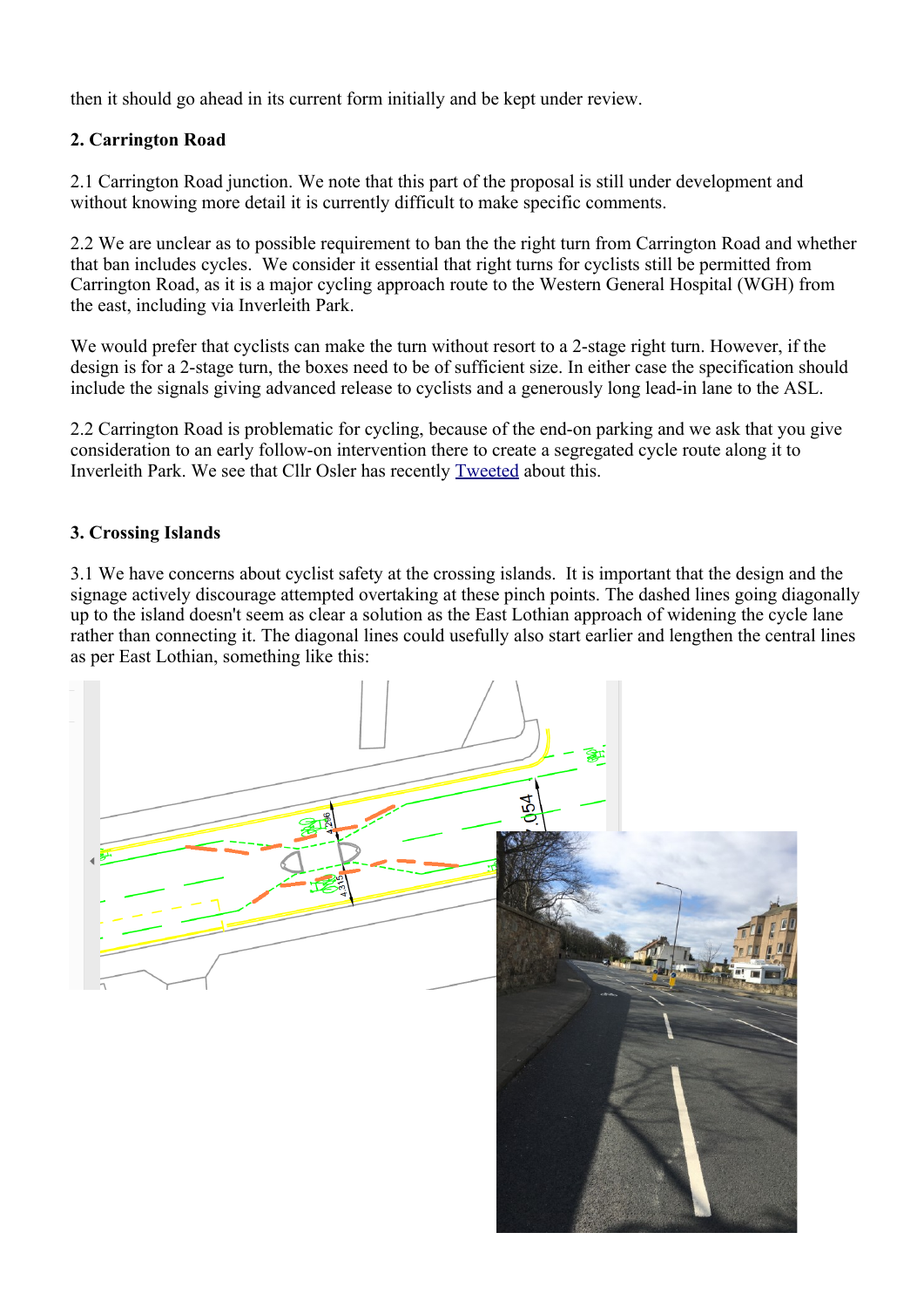then it should go ahead in its current form initially and be kept under review.

**2. Carrington Road**

2.1 Carrington Road junction. We note that this part of the proposal is still under development and without knowing more detail it is currently difficult to make specific comments.

2.2 We are unclear as to possible requirement to ban the the right turn from Carrington Road and whether that ban includes cycles. We consider it essential that right turns for cyclists still be permitted from Carrington Road, as it is a major cycling approach route to the Western General Hospital (WGH) from the east, including via Inverleith Park.

We would prefer that cyclists can make the turn without resort to a 2-stage right turn. However, if the design is for a 2-stage turn, the boxes need to be of sufficient size. In either case the specification should include the signals giving advanced release to cyclists and a generously long lead-in lane to the ASL.

2.2 Carrington Road is problematic for cycling, because of the end-on parking and we ask that you give consideration to an early follow-on intervention there to create a segregated cycle route along it to Inverleith Park. We see that Cllr Osler has recently Tweeted about this.

**3. Crossing Islands**

3.1 We have concerns about cyclist safety at the crossing islands. It is important that the design and the signage actively discourage attempted overtaking at these pinch points. The dashed lines going diagonally up to the island doesn't seem as clear a solution as the East Lothian approach of widening the cycle lane rather than connecting it. The diagonal lines could usefully also start earlier and lengthen the central lines as per East Lothian, something like this: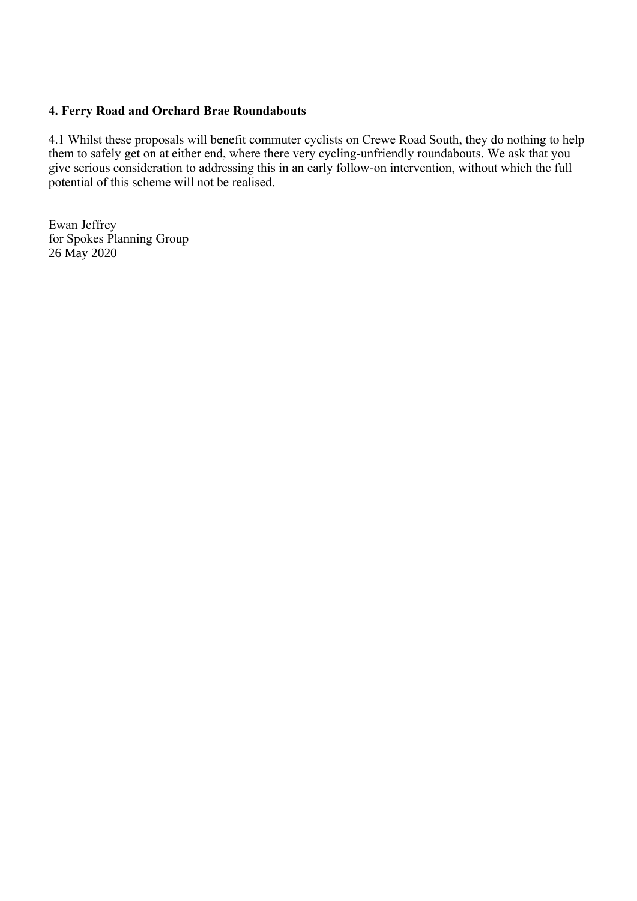### 4. Ferry Road and Orchard Brae Roundabouts

4.1 Whilst these proposals will benefit commuter cyclists on Crewe Road South, they do nothing to help them to safely get on at either end, where there very cycling-unfriendly roundabouts. We ask that you give serious consideration to addressing this in an early follow-on intervention, without which the full potential of this scheme will not be realised.

Ewan Jeffrey
for Spokes Planning Group
26 May 2020